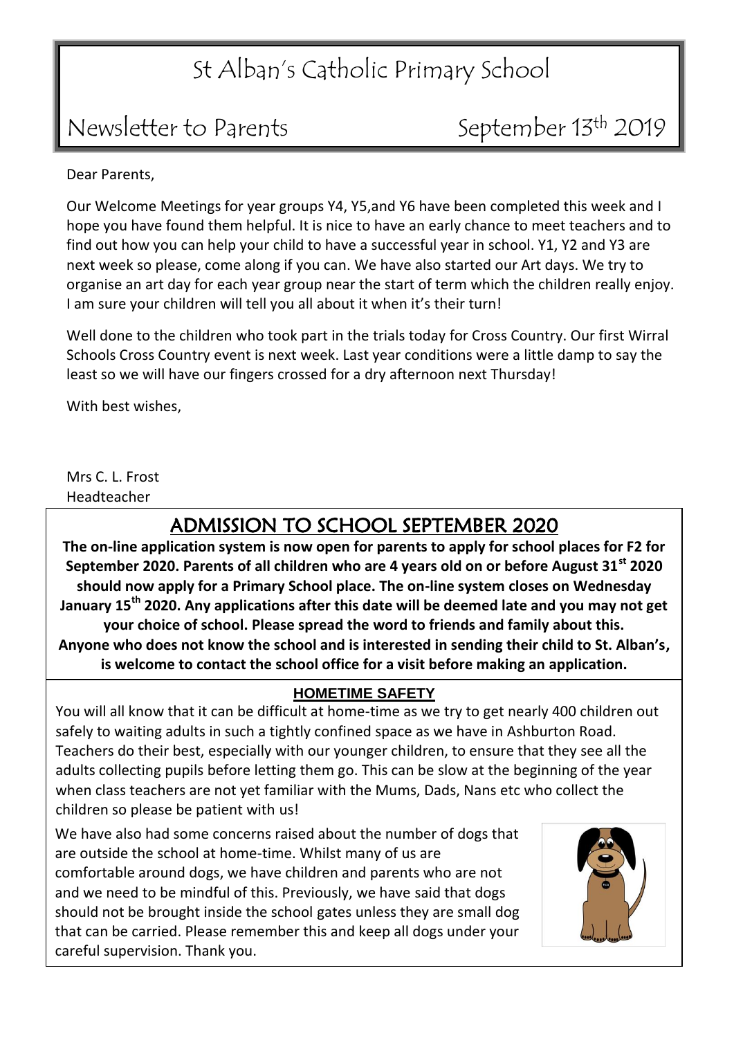# St Alban's Catholic Primary School

## Newsletter to Parents — September 13th 2019

Dear Parents,

Our Welcome Meetings for year groups Y4, Y5,and Y6 have been completed this week and I hope you have found them helpful. It is nice to have an early chance to meet teachers and to find out how you can help your child to have a successful year in school. Y1, Y2 and Y3 are next week so please, come along if you can. We have also started our Art days. We try to organise an art day for each year group near the start of term which the children really enjoy. I am sure your children will tell you all about it when it's their turn!

Well done to the children who took part in the trials today for Cross Country. Our first Wirral Schools Cross Country event is next week. Last year conditions were a little damp to say the least so we will have our fingers crossed for a dry afternoon next Thursday!

With best wishes,

Mrs C. L. Frost  
Headteacher

## ADMISSION TO SCHOOL SEPTEMBER 2020

**The on-line application system is now open for parents to apply for school places for F2 for September 2020. Parents of all children who are 4 years old on or before August 31st 2020 should now apply for a Primary School place. The on-line system closes on Wednesday January 15th 2020. Any applications after this date will be deemed late and you may not get your choice of school. Please spread the word to friends and family about this. Anyone who does not know the school and is interested in sending their child to St. Alban's, is welcome to contact the school office for a visit before making an application.**

## HOMETIME SAFETY

You will all know that it can be difficult at home-time as we try to get nearly 400 children out safely to waiting adults in such a tightly confined space as we have in Ashburton Road. Teachers do their best, especially with our younger children, to ensure that they see all the adults collecting pupils before letting them go. This can be slow at the beginning of the year when class teachers are not yet familiar with the Mums, Dads, Nans etc who collect the children so please be patient with us!

We have also had some concerns raised about the number of dogs that are outside the school at home-time. Whilst many of us are comfortable around dogs, we have children and parents who are not and we need to be mindful of this. Previously, we have said that dogs should not be brought inside the school gates unless they are small dog that can be carried. Please remember this and keep all dogs under your careful supervision. Thank you.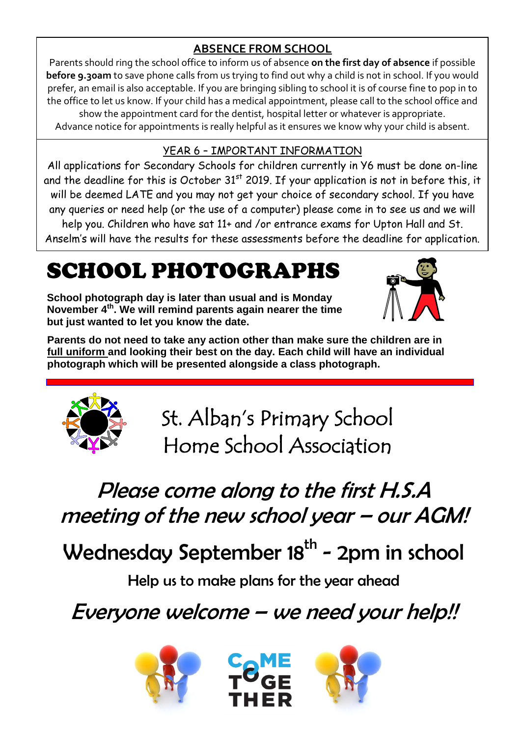## ABSENCE FROM SCHOOL

Parents should ring the school office to inform us of absence **on the first day of absence** if possible **before 9.30am** to save phone calls from us trying to find out why a child is not in school. If you would prefer, an email is also acceptable. If you are bringing sibling to school it is of course fine to pop in to the office to let us know. If your child has a medical appointment, please call to the school office and show the appointment card for the dentist, hospital letter or whatever is appropriate. Advance notice for appointments is really helpful as it ensures we know why your child is absent.

## YEAR 6 – IMPORTANT INFORMATION

All applications for Secondary Schools for children currently in Y6 must be done on-line and the deadline for this is October 31st 2019. If your application is not in before this, it will be deemed LATE and you may not get your choice of secondary school. If you have any queries or need help (or the use of a computer) please come in to see us and we will help you. Children who have sat 11+ and /or entrance exams for Upton Hall and St. Anselm's will have the results for these assessments before the deadline for application.

# SCHOOL PHOTOGRAPHS

**School photograph day is later than usual and is Monday November 4th. We will remind parents again nearer the time but just wanted to let you know the date.**

**Parents do not need to take any action other than make sure the children are in full uniform and looking their best on the day. Each child will have an individual photograph which will be presented alongside a class photograph.**

## St. Alban's Primary School Home School Association

*Please come along to the first H.S.A meeting of the new school year – our AGM!*

## Wednesday September 18th - 2pm in school

Help us to make plans for the year ahead

*Everyone welcome – we need your help!!*

COME TOGETHER